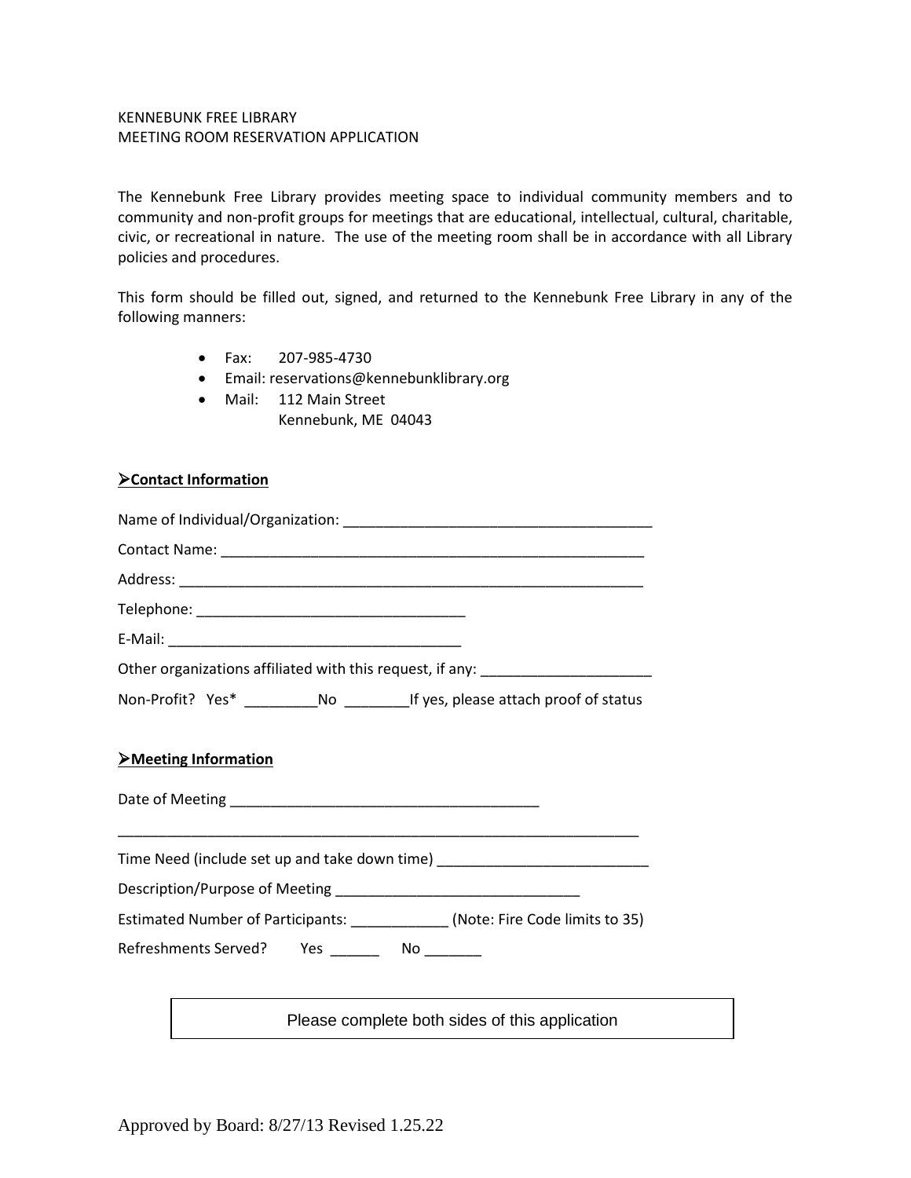KENNEBUNK FREE LIBRARY
MEETING ROOM RESERVATION APPLICATION

The Kennebunk Free Library provides meeting space to individual community members and to community and non-profit groups for meetings that are educational, intellectual, cultural, charitable, civic, or recreational in nature. The use of the meeting room shall be in accordance with all Library policies and procedures.

This form should be filled out, signed, and returned to the Kennebunk Free Library in any of the following manners:

- Fax: 207-985-4730
- Email: reservations@kennebunklibrary.org
- Mail: 112 Main Street
  Kennebunk, ME 04043

## ➢Contact Information

Name of Individual/Organization: ______________________________________

Contact Name: ____________________________________________________

Address: _________________________________________________________

Telephone: _________________________________

E-Mail: ____________________________________

Other organizations affiliated with this request, if any: _____________________

Non-Profit? Yes* _________No ________If yes, please attach proof of status

## ➢Meeting Information

Date of Meeting ______________________________________

_________________________________________________________________

Time Need (include set up and take down time) __________________________

Description/Purpose of Meeting ______________________________

Estimated Number of Participants: ____________ (Note: Fire Code limits to 35)

Refreshments Served? Yes ______ No _______

| Please complete both sides of this application |
| --- |

Approved by Board: 8/27/13 Revised 1.25.22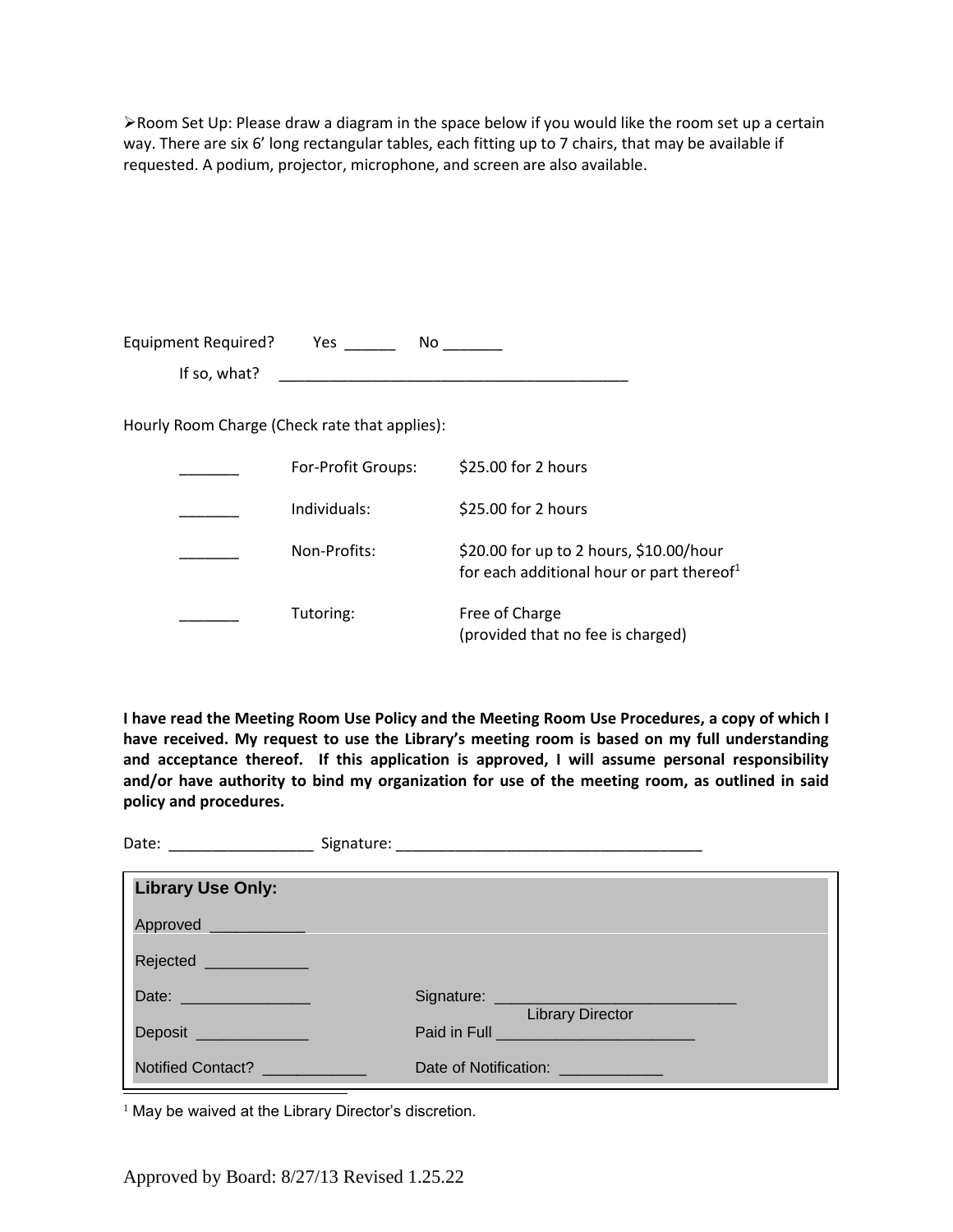➢Room Set Up: Please draw a diagram in the space below if you would like the room set up a certain way. There are six 6' long rectangular tables, each fitting up to 7 chairs, that may be available if requested. A podium, projector, microphone, and screen are also available.

Equipment Required? Yes ______ No _______

If so, what? ___________________________________________

Hourly Room Charge (Check rate that applies):

| | | |
|---|---|---|
| _______ | For-Profit Groups: | $25.00 for 2 hours |
| _______ | Individuals: | $25.00 for 2 hours |
| _______ | Non-Profits: | $20.00 for up to 2 hours, $10.00/hour for each additional hour or part thereof[1] |
| _______ | Tutoring: | Free of Charge (provided that no fee is charged) |

**I have read the Meeting Room Use Policy and the Meeting Room Use Procedures, a copy of which I have received. My request to use the Library's meeting room is based on my full understanding and acceptance thereof. If this application is approved, I will assume personal responsibility and/or have authority to bind my organization for use of the meeting room, as outlined in said policy and procedures.**

Date: _________________ Signature: _____________________________________

| **Library Use Only:** | |
|---|---|
| Approved ___________ | |
| Rejected ____________ | |
| Date: _______________ | Signature: ____________________________ Library Director |
| Deposit _____________ | Paid in Full _______________________ |
| Notified Contact? ____________ | Date of Notification: ____________ |

[1] May be waived at the Library Director's discretion.

Approved by Board: 8/27/13 Revised 1.25.22